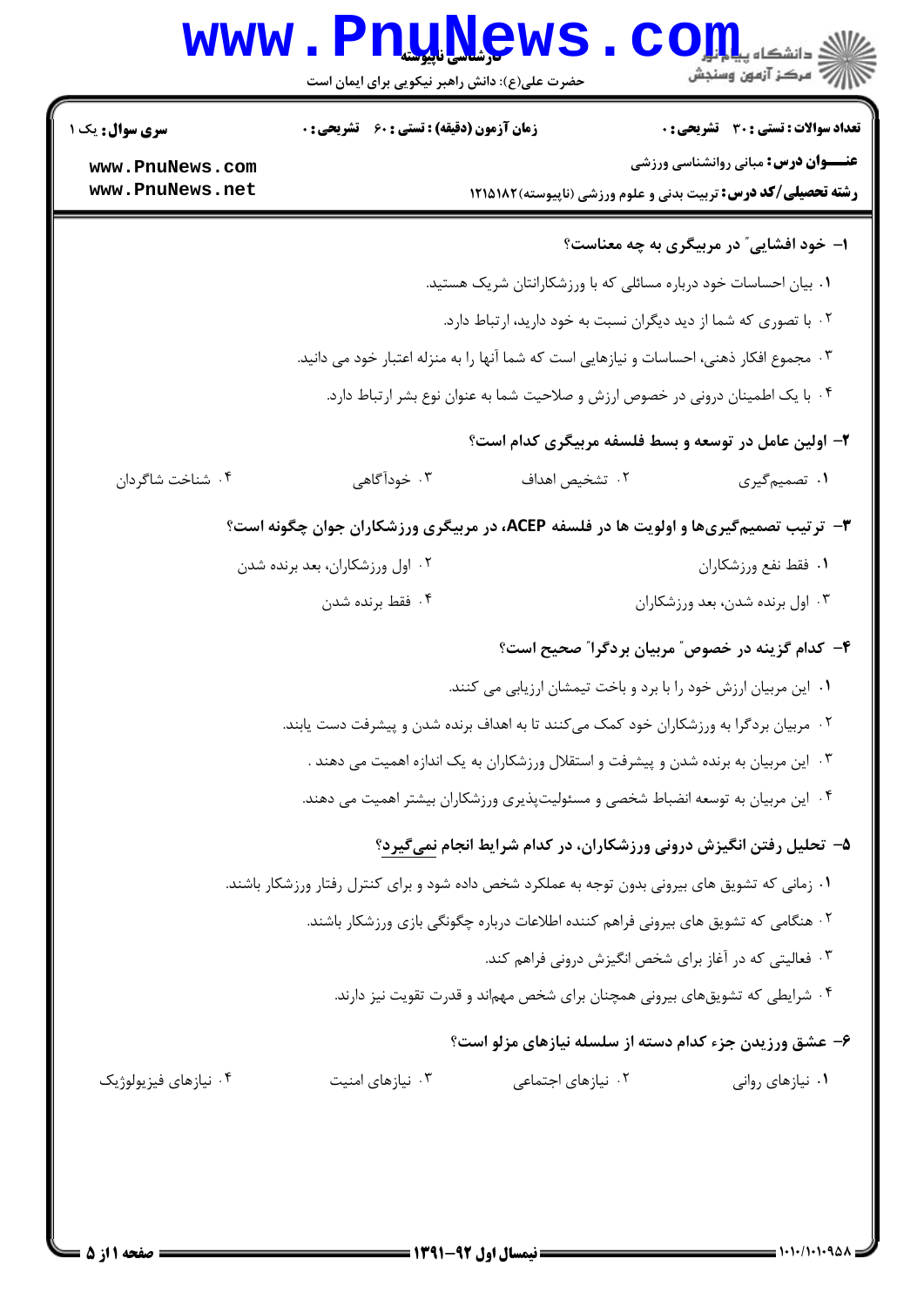**سری سوال:** یک ۱

**زمان آزمون (دقیقه) : تستی : ۶۰ تشریحی : ۰**

**تعداد سوالات : تستی : ۳۰ تشریحی : ۰**

**عنـــوان درس:** مبانی روانشناسی ورزشی

**رشته تحصیلی/کد درس:** تربیت بدنی و علوم ورزشی (ناپیوسته)۱۲۱۵۱۸۲

**۱- خود افشایی" در مربیگری به چه معناست؟**

۱. بیان احساسات خود درباره مسائلی که با ورزشکارانتان شریک هستید.

۲. با تصوری که شما از دید دیگران نسبت به خود دارید، ارتباط دارد.

۳. مجموع افکار ذهنی، احساسات و نیازهایی است که شما آنها را به منزله اعتبار خود می دانید.

۴. با یک اطمینان درونی در خصوص ارزش و صلاحیت شما به عنوان نوع بشر ارتباط دارد.

**۲- اولین عامل در توسعه و بسط فلسفه مربیگری کدام است؟**

۱. تصمیم‌گیری ۲. تشخیص اهداف ۳. خودآگاهی ۴. شناخت شاگردان

**۳- ترتیب تصمیم‌گیری‌ها و اولویت ها در فلسفه ACEP، در مربیگری ورزشکاران جوان چگونه است؟**

۱. فقط نفع ورزشکاران

۲. اول ورزشکاران، بعد برنده شدن

۳. اول برنده شدن، بعد ورزشکاران

۴. فقط برنده شدن

**۴- کدام گزینه در خصوص" مربیان بردگرا" صحیح است؟**

۱. این مربیان ارزش خود را با برد و باخت تیمشان ارزیابی می کنند.

۲. مربیان بردگرا به ورزشکاران خود کمک می‌کنند تا به اهداف برنده شدن و پیشرفت دست یابند.

۳. این مربیان به برنده شدن و پیشرفت و استقلال ورزشکاران به یک اندازه اهمیت می دهند .

۴. این مربیان به توسعه انضباط شخصی و مسئولیت‌پذیری ورزشکاران بیشتر اهمیت می دهند.

**۵- تحلیل رفتن انگیزش درونی ورزشکاران، در کدام شرایط انجام نمی‌گیرد؟**

۱. زمانی که تشویق های بیرونی بدون توجه به عملکرد شخص داده شود و برای کنترل رفتار ورزشکار باشند.

۲. هنگامی که تشویق های بیرونی فراهم کننده اطلاعات درباره چگونگی بازی ورزشکار باشند.

۳. فعالیتی که در آغاز برای شخص انگیزش درونی فراهم کند.

۴. شرایطی که تشویق‌های بیرونی همچنان برای شخص مهم‌اند و قدرت تقویت نیز دارند.

**۶- عشق ورزیدن جزء کدام دسته از سلسله نیازهای مزلو است؟**

۱. نیازهای روانی ۲. نیازهای اجتماعی ۳. نیازهای امنیت ۴. نیازهای فیزیولوژیک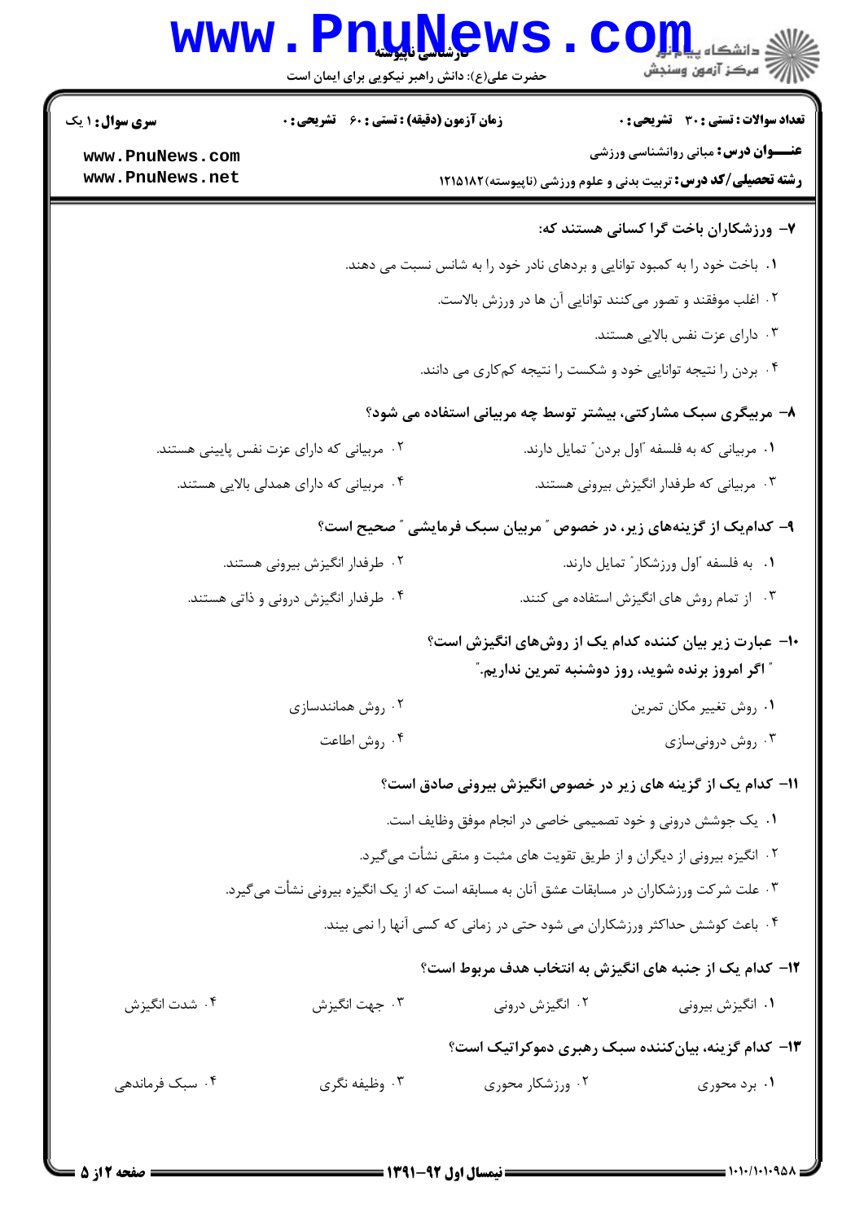**سری سوال:** ۱ یک | **زمان آزمون (دقیقه) : تستی :** ۶۰ **تشریحی :** ۰ | **تعداد سوالات : تستی :** ۳۰ **تشریحی :** ۰

**عنـــوان درس:** مبانی روانشناسی ورزشی

**رشته تحصیلی/کد درس:** تربیت بدنی و علوم ورزشی (ناپیوسته)۱۲۱۵۱۸۲

**۷- ورزشکاران باخت گرا کسانی هستند که:**

۱. باخت خود را به کمبود توانایی و بردهای نادر خود را به شانس نسبت می دهند.

۲. اغلب موفقند و تصور می‌کنند توانایی آن ها در ورزش بالاست.

۳. دارای عزت نفس بالایی هستند.

۴. بردن را نتیجه توانایی خود و شکست را نتیجه کم‌کاری می دانند.

**۸- مربیگری سبک مشارکتی، بیشتر توسط چه مربیانی استفاده می شود؟**

۱. مربیانی که به فلسفه "اول بردن" تمایل دارند.

۲. مربیانی که دارای عزت نفس پایینی هستند.

۳. مربیانی که طرفدار انگیزش بیرونی هستند.

۴. مربیانی که دارای همدلی بالایی هستند.

**۹- کدام‌یک از گزینه‌های زیر، در خصوص " مربیان سبک فرمایشی " صحیح است؟**

۱. به فلسفه "اول ورزشکار" تمایل دارند.

۲. طرفدار انگیزش بیرونی هستند.

۳. از تمام روش های انگیزش استفاده می کنند.

۴. طرفدار انگیزش درونی و ذاتی هستند.

**۱۰- عبارت زیر بیان کننده کدام یک از روش‌های انگیزش است؟**

**" اگر امروز برنده شوید، روز دوشنبه تمرین نداریم."**

۱. روش تغییر مکان تمرین

۲. روش همانندسازی

۳. روش درونی‌سازی

۴. روش اطاعت

**۱۱- کدام یک از گزینه های زیر در خصوص انگیزش بیرونی صادق است؟**

۱. یک جوشش درونی و خود تصمیمی خاصی در انجام موفق وظایف است.

۲. انگیزه بیرونی از دیگران و از طریق تقویت های مثبت و منفی نشأت می‌گیرد.

۳. علت شرکت ورزشکاران در مسابقات عشق آنان به مسابقه است که از یک انگیزه بیرونی نشأت می‌گیرد.

۴. باعث کوشش حداکثر ورزشکاران می شود حتی در زمانی که کسی آنها را نمی بیند.

**۱۲- کدام یک از جنبه های انگیزش به انتخاب هدف مربوط است؟**

۱. انگیزش بیرونی

۲. انگیزش درونی

۳. جهت انگیزش

۴. شدت انگیزش

**۱۳- کدام گزینه، بیان‌کننده سبک رهبری دموکراتیک است؟**

۱. برد محوری

۲. ورزشکار محوری

۳. وظیفه نگری

۴. سبک فرماندهی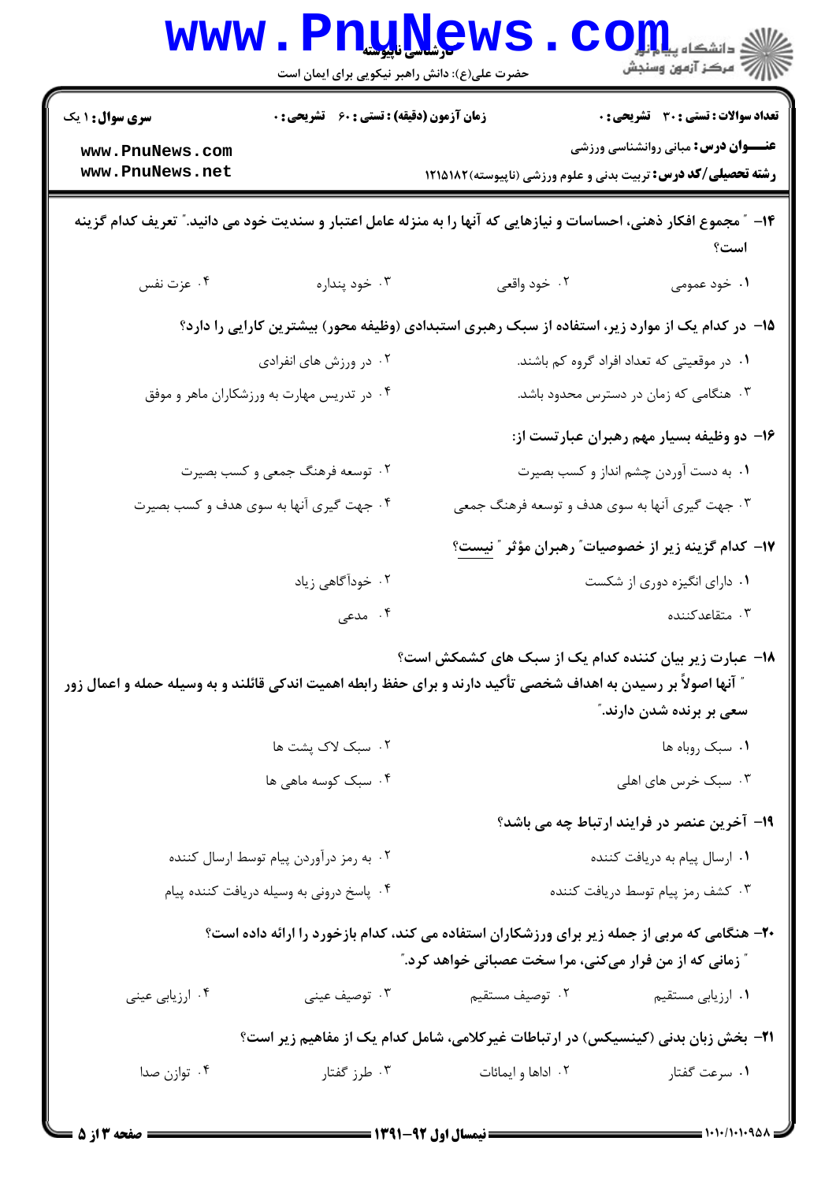**۱۴-** "مجموع افکار ذهنی، احساسات و نیازهایی که آنها را به منزله عامل اعتبار و سندیت خود می دانید." تعریف کدام گزینه است؟

۱. خود عمومی
۲. خود واقعی
۳. خود پنداره
۴. عزت نفس

**۱۵-** در کدام یک از موارد زیر، استفاده از سبک رهبری استبدادی (وظیفه محور) بیشترین کارایی را دارد؟

۱. در موقعیتی که تعداد افراد گروه کم باشند.
۲. در ورزش های انفرادی
۳. هنگامی که زمان در دسترس محدود باشد.
۴. در تدریس مهارت به ورزشکاران ماهر و موفق

**۱۶-** دو وظیفه بسیار مهم رهبران عبارتست از:

۱. به دست آوردن چشم انداز و کسب بصیرت
۲. توسعه فرهنگ جمعی و کسب بصیرت
۳. جهت گیری آنها به سوی هدف و توسعه فرهنگ جمعی
۴. جهت گیری آنها به سوی هدف و کسب بصیرت

**۱۷-** کدام گزینه زیر از خصوصیات" رهبران مؤثر "نیست؟

۱. دارای انگیزه دوری از شکست
۲. خودآگاهی زیاد
۳. متقاعدکننده
۴. مدعی

**۱۸-** عبارت زیر بیان کننده کدام یک از سبک های کشمکش است؟

"آنها اصولاً بر رسیدن به اهداف شخصی تأکید دارند و برای حفظ رابطه اهمیت اندکی قائلند و به وسیله حمله و اعمال زور سعی بر برنده شدن دارند."

۱. سبک روباه ها
۲. سبک لاک پشت ها
۳. سبک خرس های اهلی
۴. سبک کوسه ماهی ها

**۱۹-** آخرین عنصر در فرایند ارتباط چه می باشد؟

۱. ارسال پیام به دریافت کننده
۲. به رمز درآوردن پیام توسط ارسال کننده
۳. کشف رمز پیام توسط دریافت کننده
۴. پاسخ درونی به وسیله دریافت کننده پیام

**۲۰-** هنگامی که مربی از جمله زیر برای ورزشکاران استفاده می کند، کدام بازخورد را ارائه داده است؟

"زمانی که از من فرار می‌کنی، مرا سخت عصبانی خواهد کرد."

۱. ارزیابی مستقیم
۲. توصیف مستقیم
۳. توصیف عینی
۴. ارزیابی عینی

**۲۱-** بخش زبان بدنی (کینسیکس) در ارتباطات غیرکلامی، شامل کدام یک از مفاهیم زیر است؟

۱. سرعت گفتار
۲. اداها و ایمائات
۳. طرز گفتار
۴. توازن صدا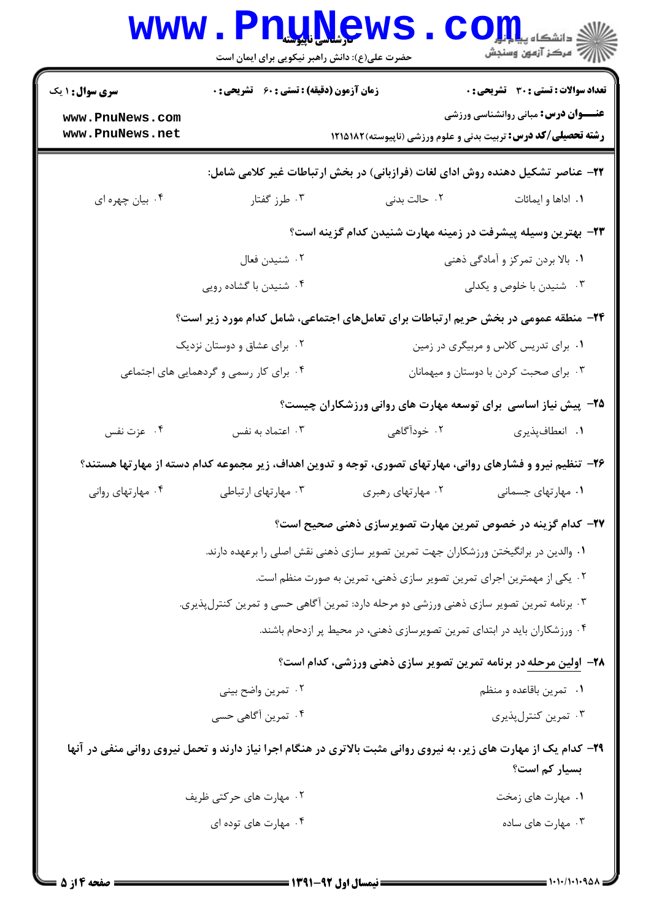**سری سوال:** ۱ یک | **زمان آزمون (دقیقه) : تستی :** ۶۰ **تشریحی :** ۰ | **تعداد سوالات : تستی :** ۳۰ **تشریحی :** ۰

**عنـــوان درس:** مبانی روانشناسی ورزشی

**رشته تحصیلی/کد درس:** تربیت بدنی و علوم ورزشی (ناپیوسته)۱۲۱۵۱۸۲

**۲۲- عناصر تشکیل دهنده روش ادای لغات (فرازبانی) در بخش ارتباطات غیر کلامی شامل:**

۱. اداها و ایمائات
۲. حالت بدنی
۳. طرز گفتار
۴. بیان چهره ای

**۲۳- بهترین وسیله پیشرفت در زمینه مهارت شنیدن کدام گزینه است؟**

۱. بالا بردن تمرکز و آمادگی ذهنی
۲. شنیدن فعال
۳. شنیدن با خلوص و یکدلی
۴. شنیدن با گشاده رویی

**۲۴- منطقه عمومی در بخش حریم ارتباطات برای تعامل‌های اجتماعی، شامل کدام مورد زیر است؟**

۱. برای تدریس کلاس و مربیگری در زمین
۲. برای عشاق و دوستان نزدیک
۳. برای صحبت کردن با دوستان و میهمانان
۴. برای کار رسمی و گردهمایی های اجتماعی

**۲۵- پیش نیاز اساسی برای توسعه مهارت های روانی ورزشکاران چیست؟**

۱. انعطاف‌پذیری
۲. خودآگاهی
۳. اعتماد به نفس
۴. عزت نفس

**۲۶- تنظیم نیرو و فشارهای روانی، مهارتهای تصوری، توجه و تدوین اهداف، زیر مجموعه کدام دسته از مهارتها هستند؟**

۱. مهارتهای جسمانی
۲. مهارتهای رهبری
۳. مهارتهای ارتباطی
۴. مهارتهای روانی

**۲۷- کدام گزینه در خصوص تمرین مهارت تصویرسازی ذهنی صحیح است؟**

۱. والدین در برانگیختن ورزشکاران جهت تمرین تصویر سازی ذهنی نقش اصلی را برعهده دارند.
۲. یکی از مهمترین اجرای تمرین تصویر سازی ذهنی، تمرین به صورت منظم است.
۳. برنامه تمرین تصویر سازی ذهنی ورزشی دو مرحله دارد: تمرین آگاهی حسی و تمرین کنترل‌پذیری.
۴. ورزشکاران باید در ابتدای تمرین تصویرسازی ذهنی، در محیط پر ازدحام باشند.

**۲۸- اولین مرحله در برنامه تمرین تصویر سازی ذهنی ورزشی، کدام است؟**

۱. تمرین باقاعده و منظم
۲. تمرین واضح بینی
۳. تمرین کنترل‌پذیری
۴. تمرین آگاهی حسی

**۲۹- کدام یک از مهارت های زیر، به نیروی روانی مثبت بالاتری در هنگام اجرا نیاز دارند و تحمل نیروی روانی منفی در آنها بسیار کم است؟**

۱. مهارت های زمخت
۲. مهارت های حرکتی ظریف
۳. مهارت های ساده
۴. مهارت های توده ای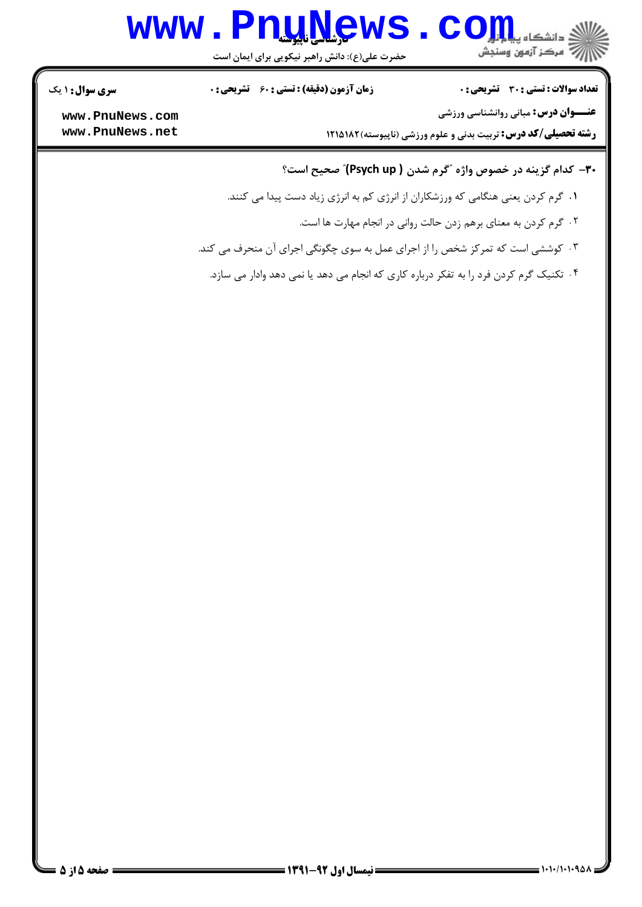**۳۰- کدام گزینه در خصوص واژه "گرم شدن ( Psych up)" صحیح است؟**

۱. گرم کردن یعنی هنگامی که ورزشکاران از انرژی کم به انرژی زیاد دست پیدا می کنند.

۲. گرم کردن به معنای برهم زدن حالت روانی در انجام مهارت ها است.

۳. کوششی است که تمرکز شخص را از اجرای عمل به سوی چگونگی اجرای آن منحرف می کند.

۴. تکنیک گرم کردن فرد را به تفکر درباره کاری که انجام می دهد یا نمی دهد وادار می سازد.